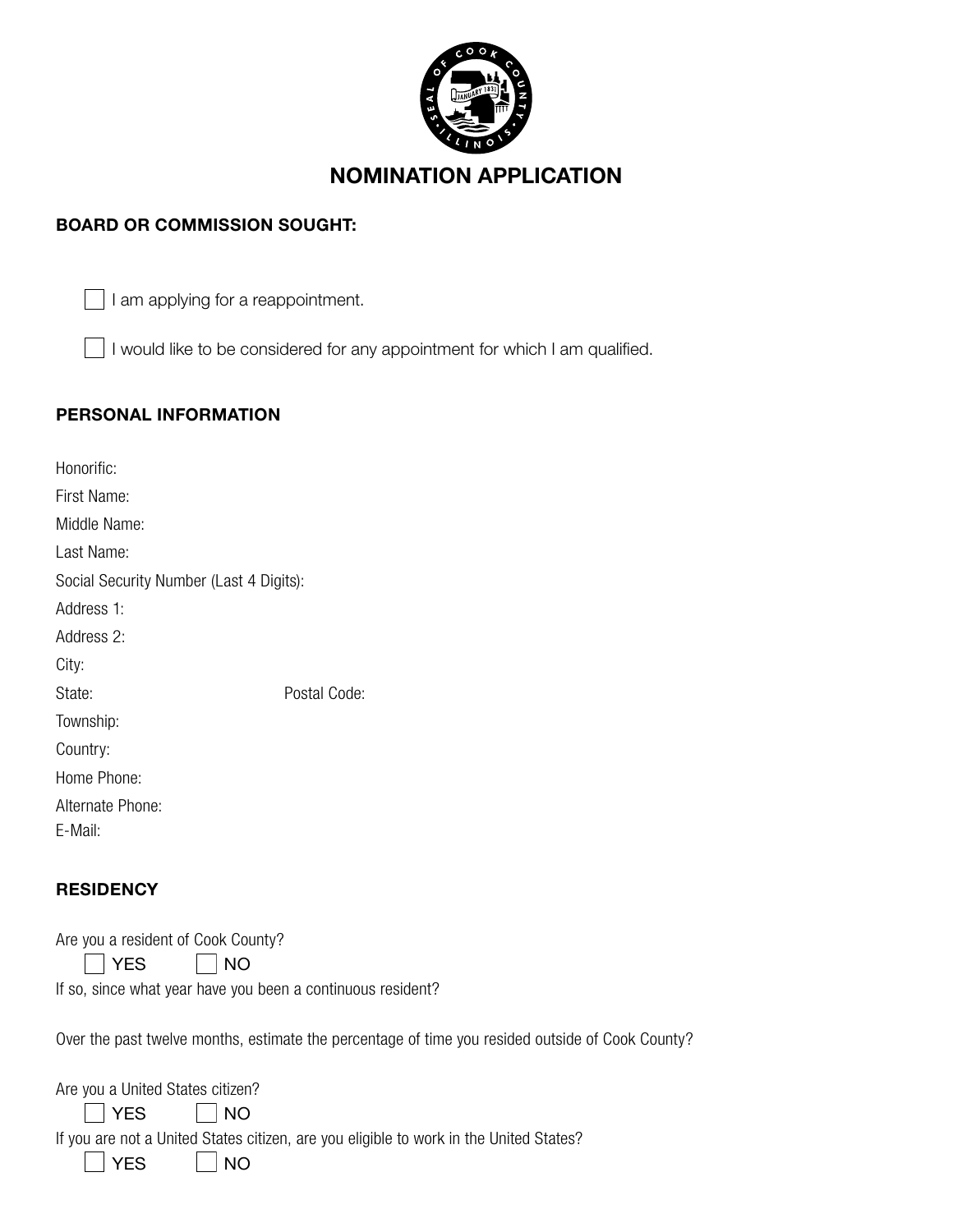# NOMINATION APPLICATION

**BOARD OR COMMISSION SOUGHT:**

☐ I am applying for a reappointment.

☐ I would like to be considered for any appointment for which I am qualified.

**PERSONAL INFORMATION**

Honorific:

First Name:

Middle Name:

Last Name:

Social Security Number (Last 4 Digits):

Address 1:

Address 2:

City:

State: Postal Code:

Township:

Country:

Home Phone:

Alternate Phone:

E-Mail:

**RESIDENCY**

Are you a resident of Cook County?

☐ YES ☐ NO

If so, since what year have you been a continuous resident?

Over the past twelve months, estimate the percentage of time you resided outside of Cook County?

Are you a United States citizen?

☐ YES ☐ NO

If you are not a United States citizen, are you eligible to work in the United States?

☐ YES ☐ NO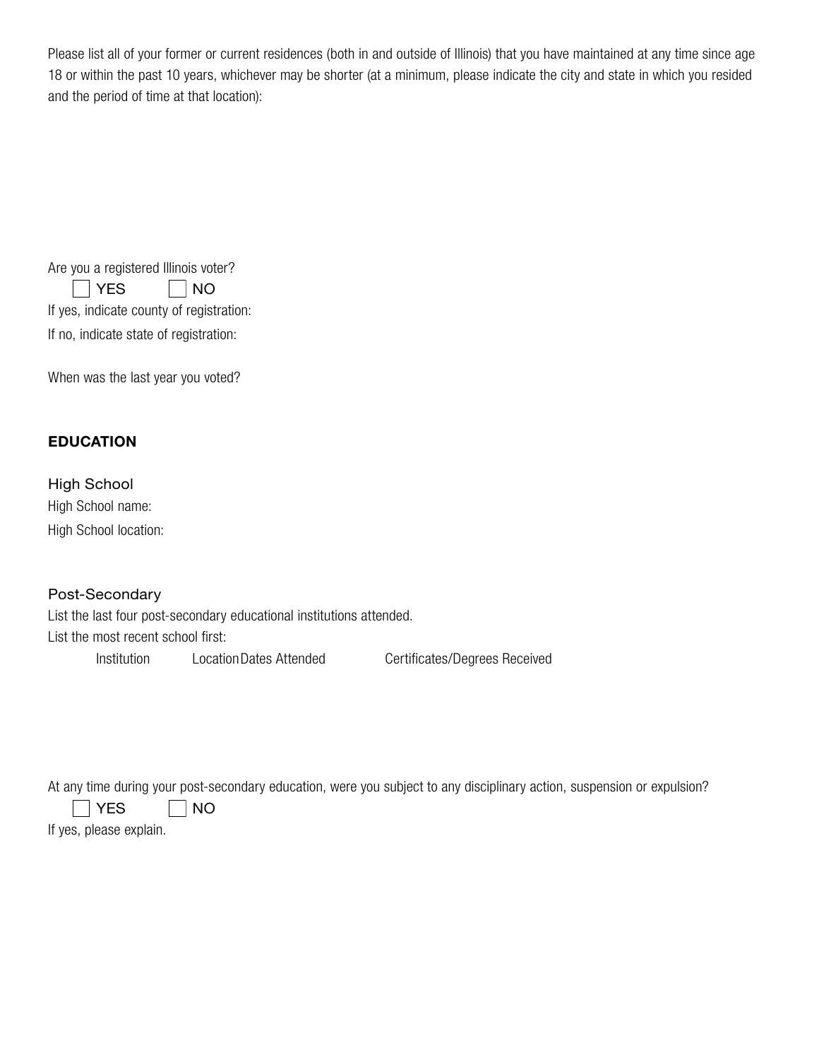Please list all of your former or current residences (both in and outside of Illinois) that you have maintained at any time since age 18 or within the past 10 years, whichever may be shorter (at a minimum, please indicate the city and state in which you resided and the period of time at that location):

Are you a registered Illinois voter?

☐ YES ☐ NO

If yes, indicate county of registration:

If no, indicate state of registration:

When was the last year you voted?

## EDUCATION

### High School

High School name:

High School location:

### Post-Secondary

List the last four post-secondary educational institutions attended.

List the most recent school first:

| Institution | Location | Dates Attended | Certificates/Degrees Received |
| --- | --- | --- | --- |

At any time during your post-secondary education, were you subject to any disciplinary action, suspension or expulsion?

☐ YES ☐ NO

If yes, please explain.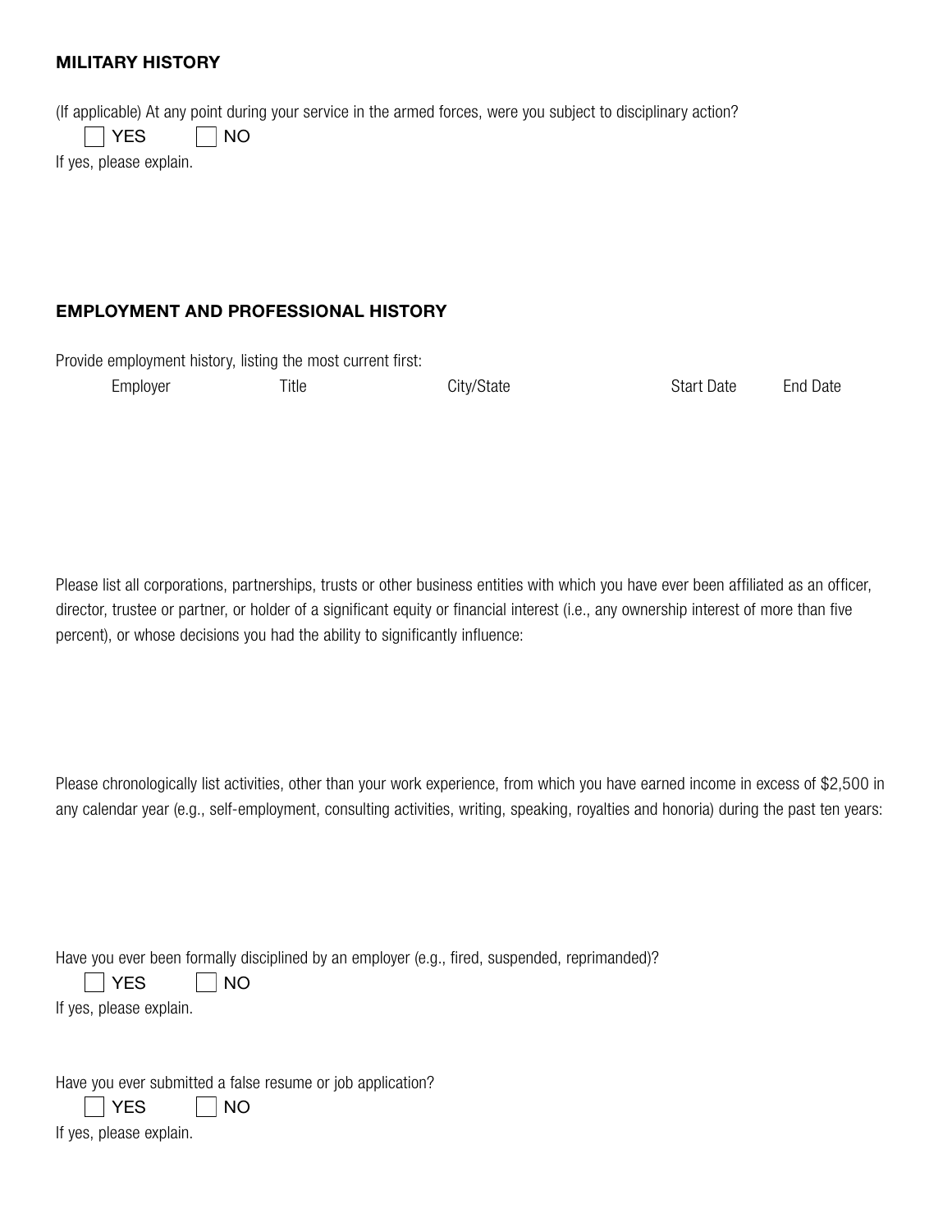## MILITARY HISTORY

(If applicable) At any point during your service in the armed forces, were you subject to disciplinary action?

☐ YES ☐ NO

If yes, please explain.

## EMPLOYMENT AND PROFESSIONAL HISTORY

Provide employment history, listing the most current first:

| Employer | Title | City/State | Start Date | End Date |
|---|---|---|---|---|
| | | | | |

Please list all corporations, partnerships, trusts or other business entities with which you have ever been affiliated as an officer, director, trustee or partner, or holder of a significant equity or financial interest (i.e., any ownership interest of more than five percent), or whose decisions you had the ability to significantly influence:

Please chronologically list activities, other than your work experience, from which you have earned income in excess of $2,500 in any calendar year (e.g., self-employment, consulting activities, writing, speaking, royalties and honoria) during the past ten years:

Have you ever been formally disciplined by an employer (e.g., fired, suspended, reprimanded)?

☐ YES ☐ NO

If yes, please explain.

Have you ever submitted a false resume or job application?

☐ YES ☐ NO

If yes, please explain.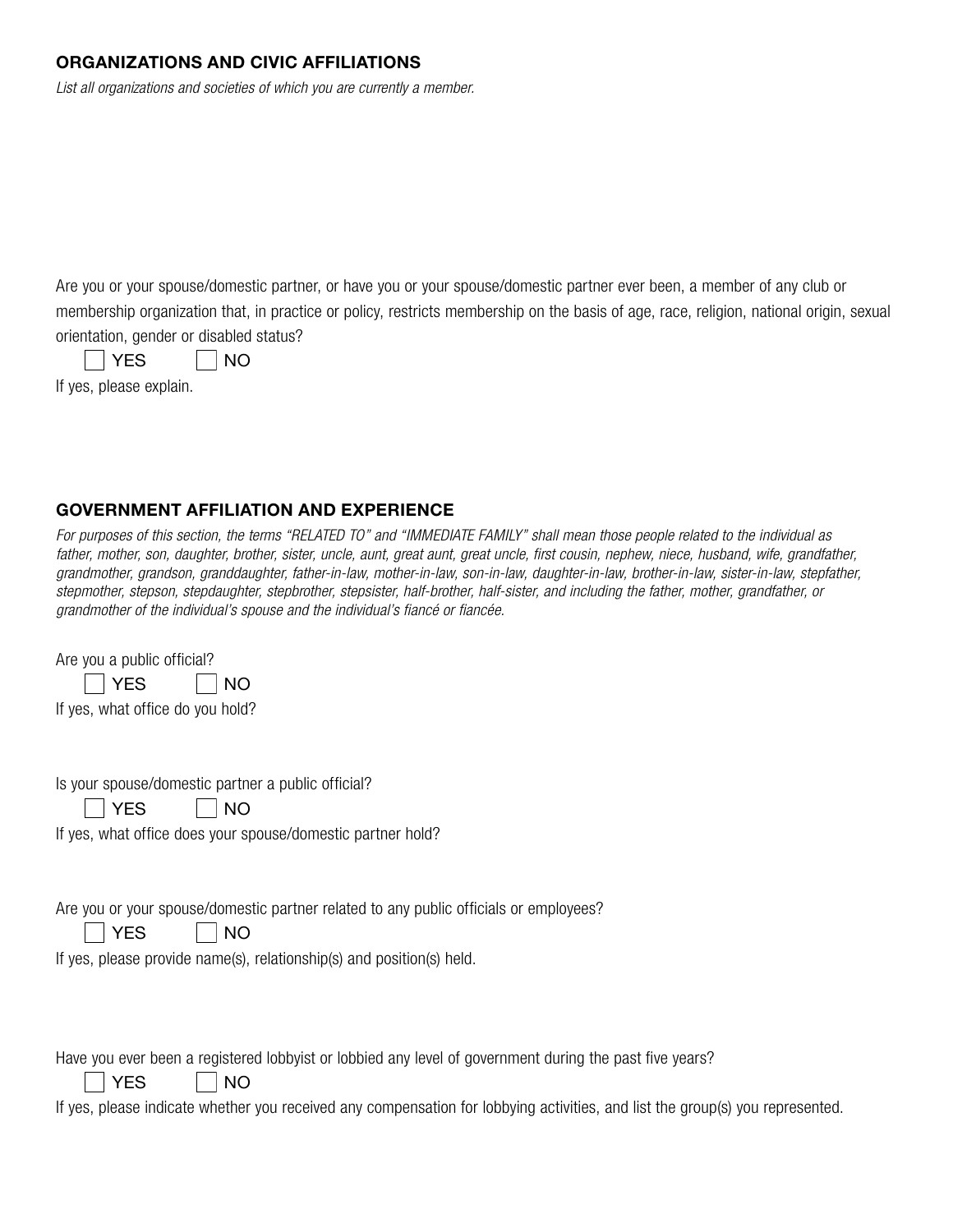## ORGANIZATIONS AND CIVIC AFFILIATIONS

*List all organizations and societies of which you are currently a member.*

Are you or your spouse/domestic partner, or have you or your spouse/domestic partner ever been, a member of any club or membership organization that, in practice or policy, restricts membership on the basis of age, race, religion, national origin, sexual orientation, gender or disabled status?

☐ YES ☐ NO

If yes, please explain.

## GOVERNMENT AFFILIATION AND EXPERIENCE

*For purposes of this section, the terms "RELATED TO" and "IMMEDIATE FAMILY" shall mean those people related to the individual as father, mother, son, daughter, brother, sister, uncle, aunt, great aunt, great uncle, first cousin, nephew, niece, husband, wife, grandfather, grandmother, grandson, granddaughter, father-in-law, mother-in-law, son-in-law, daughter-in-law, brother-in-law, sister-in-law, stepfather, stepmother, stepson, stepdaughter, stepbrother, stepsister, half-brother, half-sister, and including the father, mother, grandfather, or grandmother of the individual's spouse and the individual's fiancé or fiancée.*

Are you a public official?

☐ YES ☐ NO

If yes, what office do you hold?

Is your spouse/domestic partner a public official?

☐ YES ☐ NO

If yes, what office does your spouse/domestic partner hold?

Are you or your spouse/domestic partner related to any public officials or employees?

☐ YES ☐ NO

If yes, please provide name(s), relationship(s) and position(s) held.

Have you ever been a registered lobbyist or lobbied any level of government during the past five years?

☐ YES ☐ NO

If yes, please indicate whether you received any compensation for lobbying activities, and list the group(s) you represented.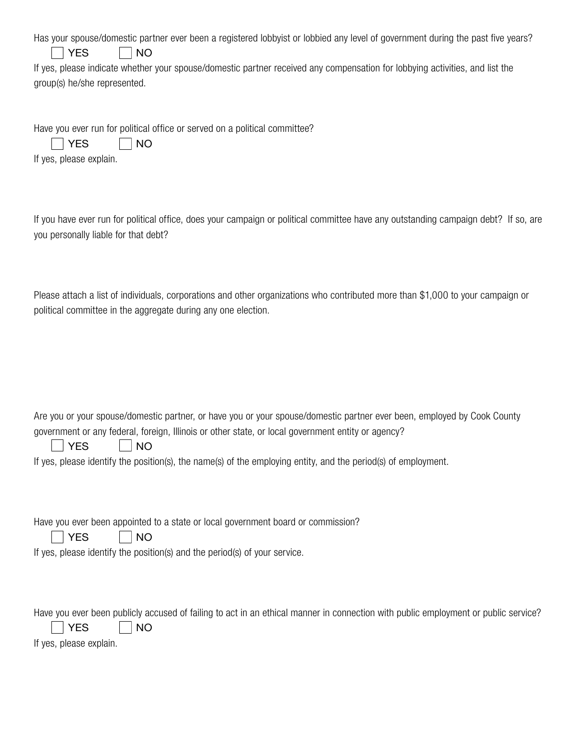Has your spouse/domestic partner ever been a registered lobbyist or lobbied any level of government during the past five years?

☐ YES ☐ NO

If yes, please indicate whether your spouse/domestic partner received any compensation for lobbying activities, and list the group(s) he/she represented.

Have you ever run for political office or served on a political committee?

☐ YES ☐ NO

If yes, please explain.

If you have ever run for political office, does your campaign or political committee have any outstanding campaign debt? If so, are you personally liable for that debt?

Please attach a list of individuals, corporations and other organizations who contributed more than $1,000 to your campaign or political committee in the aggregate during any one election.

Are you or your spouse/domestic partner, or have you or your spouse/domestic partner ever been, employed by Cook County government or any federal, foreign, Illinois or other state, or local government entity or agency?

☐ YES ☐ NO

If yes, please identify the position(s), the name(s) of the employing entity, and the period(s) of employment.

Have you ever been appointed to a state or local government board or commission?

☐ YES ☐ NO

If yes, please identify the position(s) and the period(s) of your service.

Have you ever been publicly accused of failing to act in an ethical manner in connection with public employment or public service?

☐ YES ☐ NO

If yes, please explain.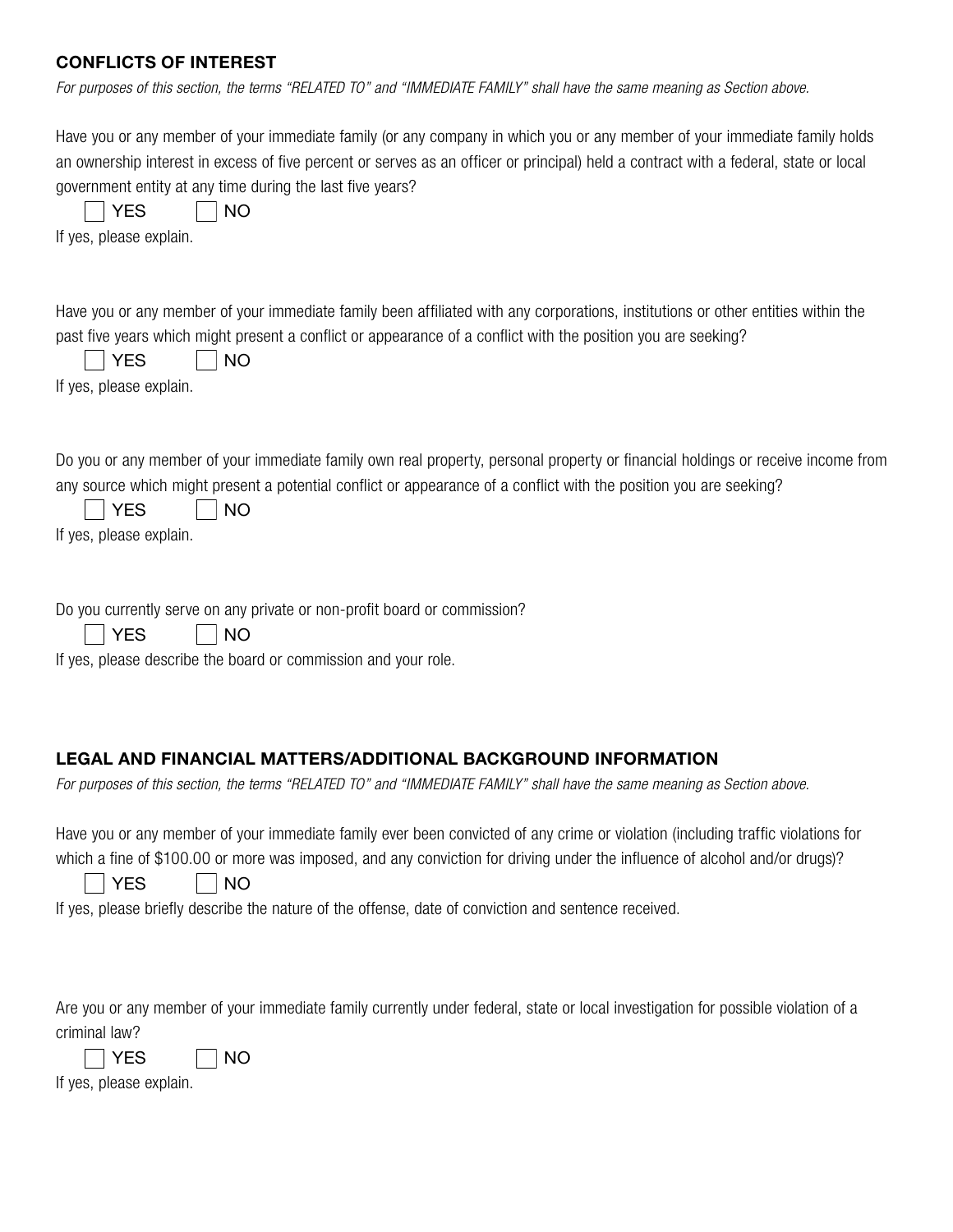## CONFLICTS OF INTEREST

*For purposes of this section, the terms "RELATED TO" and "IMMEDIATE FAMILY" shall have the same meaning as Section above.*

Have you or any member of your immediate family (or any company in which you or any member of your immediate family holds an ownership interest in excess of five percent or serves as an officer or principal) held a contract with a federal, state or local government entity at any time during the last five years?

☐ YES ☐ NO

If yes, please explain.

Have you or any member of your immediate family been affiliated with any corporations, institutions or other entities within the past five years which might present a conflict or appearance of a conflict with the position you are seeking?

☐ YES ☐ NO

If yes, please explain.

Do you or any member of your immediate family own real property, personal property or financial holdings or receive income from any source which might present a potential conflict or appearance of a conflict with the position you are seeking?

☐ YES ☐ NO

If yes, please explain.

Do you currently serve on any private or non-profit board or commission?

☐ YES ☐ NO

If yes, please describe the board or commission and your role.

## LEGAL AND FINANCIAL MATTERS/ADDITIONAL BACKGROUND INFORMATION

*For purposes of this section, the terms "RELATED TO" and "IMMEDIATE FAMILY" shall have the same meaning as Section above.*

Have you or any member of your immediate family ever been convicted of any crime or violation (including traffic violations for which a fine of $100.00 or more was imposed, and any conviction for driving under the influence of alcohol and/or drugs)?

☐ YES ☐ NO

If yes, please briefly describe the nature of the offense, date of conviction and sentence received.

Are you or any member of your immediate family currently under federal, state or local investigation for possible violation of a criminal law?

☐ YES ☐ NO

If yes, please explain.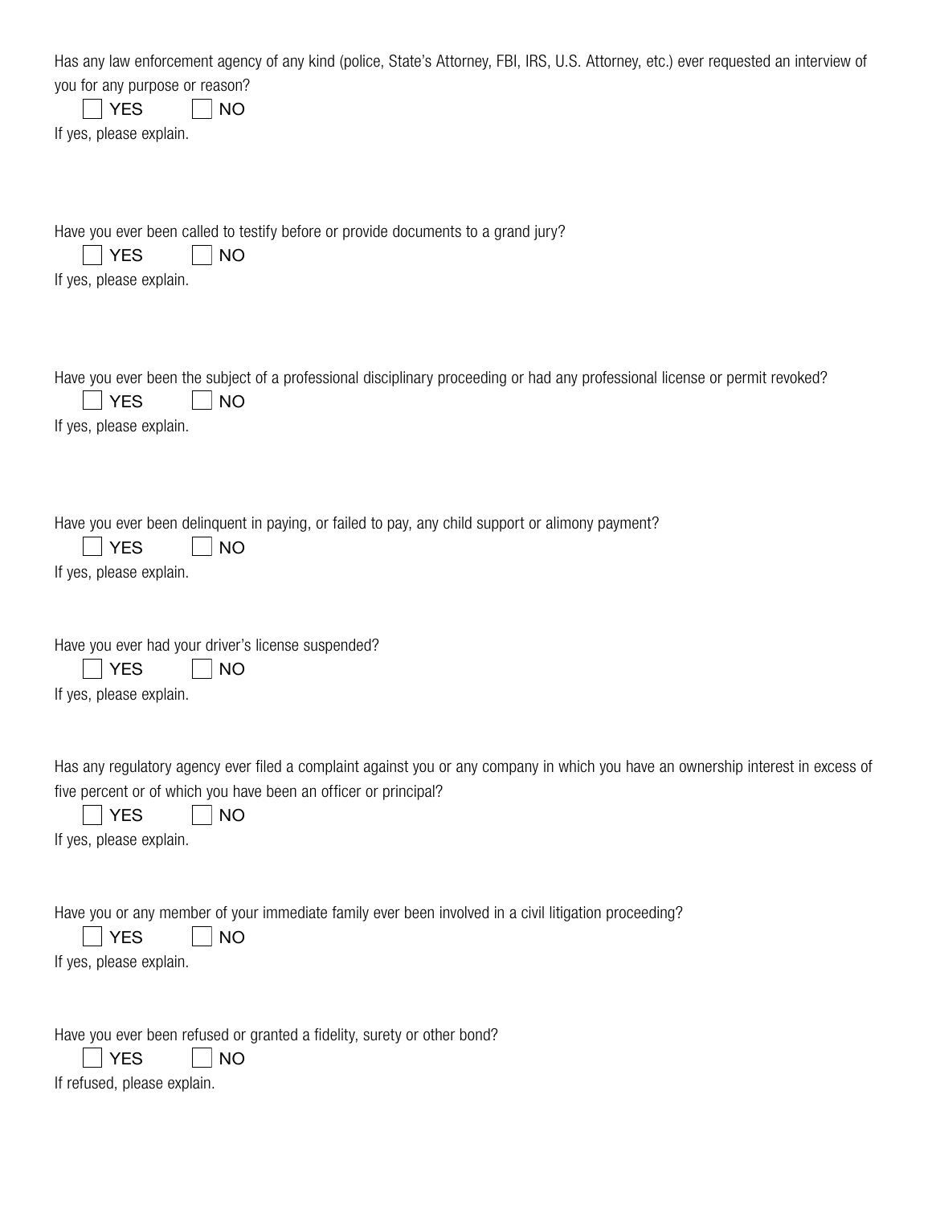Has any law enforcement agency of any kind (police, State's Attorney, FBI, IRS, U.S. Attorney, etc.) ever requested an interview of you for any purpose or reason?

☐ YES ☐ NO

If yes, please explain.

Have you ever been called to testify before or provide documents to a grand jury?

☐ YES ☐ NO

If yes, please explain.

Have you ever been the subject of a professional disciplinary proceeding or had any professional license or permit revoked?

☐ YES ☐ NO

If yes, please explain.

Have you ever been delinquent in paying, or failed to pay, any child support or alimony payment?

☐ YES ☐ NO

If yes, please explain.

Have you ever had your driver's license suspended?

☐ YES ☐ NO

If yes, please explain.

Has any regulatory agency ever filed a complaint against you or any company in which you have an ownership interest in excess of five percent or of which you have been an officer or principal?

☐ YES ☐ NO

If yes, please explain.

Have you or any member of your immediate family ever been involved in a civil litigation proceeding?

☐ YES ☐ NO

If yes, please explain.

Have you ever been refused or granted a fidelity, surety or other bond?

☐ YES ☐ NO

If refused, please explain.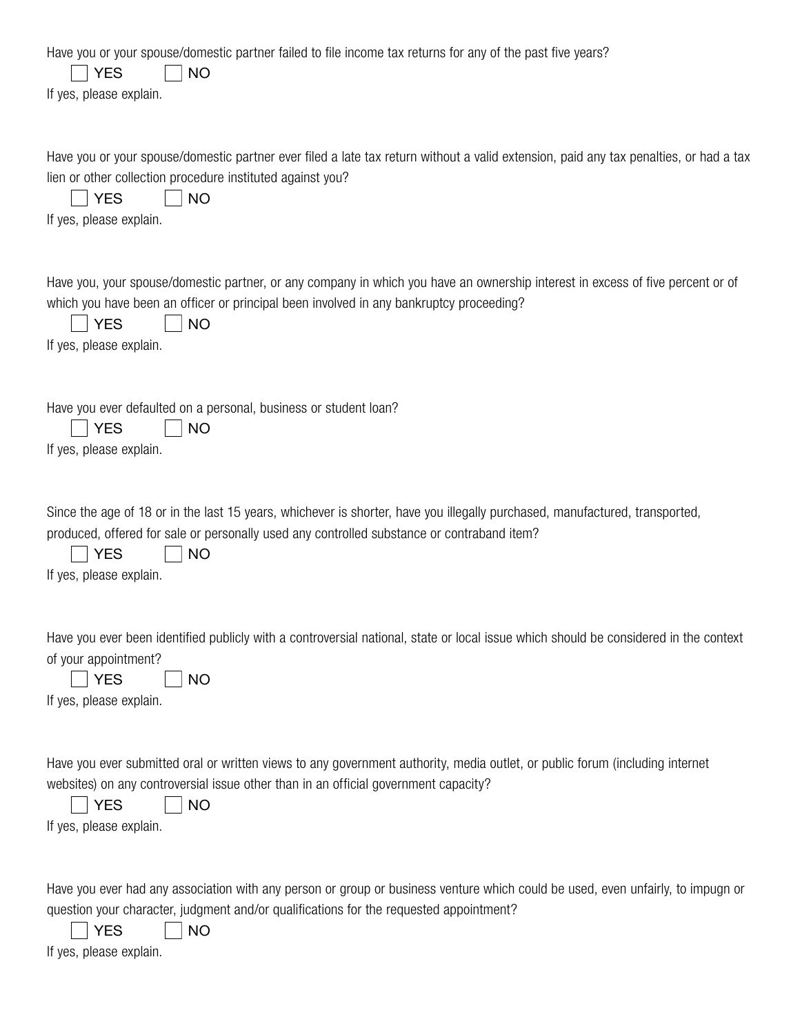Have you or your spouse/domestic partner failed to file income tax returns for any of the past five years?

☐ YES ☐ NO

If yes, please explain.

Have you or your spouse/domestic partner ever filed a late tax return without a valid extension, paid any tax penalties, or had a tax lien or other collection procedure instituted against you?

☐ YES ☐ NO

If yes, please explain.

Have you, your spouse/domestic partner, or any company in which you have an ownership interest in excess of five percent or of which you have been an officer or principal been involved in any bankruptcy proceeding?

☐ YES ☐ NO

If yes, please explain.

Have you ever defaulted on a personal, business or student loan?

☐ YES ☐ NO

If yes, please explain.

Since the age of 18 or in the last 15 years, whichever is shorter, have you illegally purchased, manufactured, transported, produced, offered for sale or personally used any controlled substance or contraband item?

☐ YES ☐ NO

If yes, please explain.

Have you ever been identified publicly with a controversial national, state or local issue which should be considered in the context of your appointment?

☐ YES ☐ NO

If yes, please explain.

Have you ever submitted oral or written views to any government authority, media outlet, or public forum (including internet websites) on any controversial issue other than in an official government capacity?

☐ YES ☐ NO

If yes, please explain.

Have you ever had any association with any person or group or business venture which could be used, even unfairly, to impugn or question your character, judgment and/or qualifications for the requested appointment?

☐ YES ☐ NO

If yes, please explain.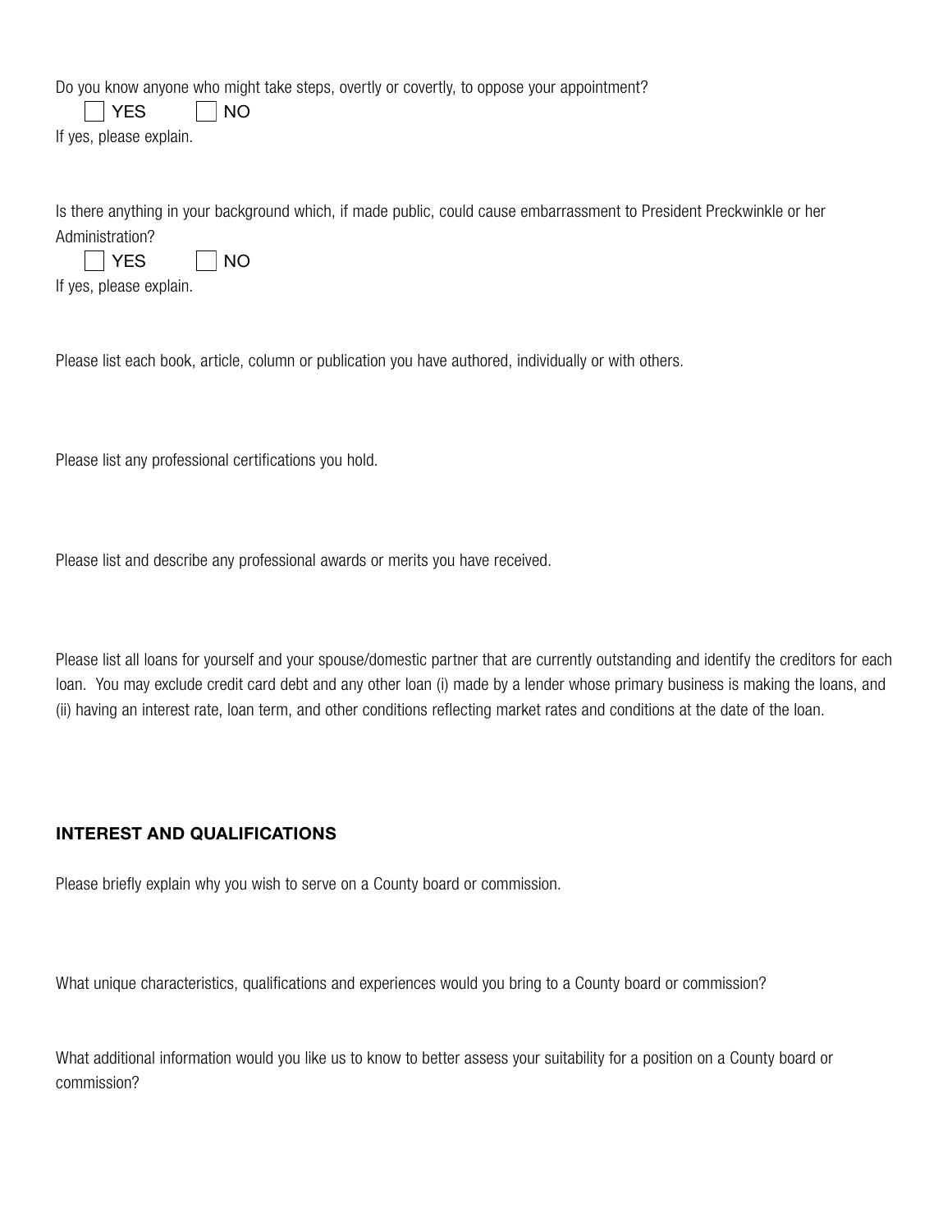Do you know anyone who might take steps, overtly or covertly, to oppose your appointment?

☐ YES ☐ NO

If yes, please explain.

Is there anything in your background which, if made public, could cause embarrassment to President Preckwinkle or her Administration?

☐ YES ☐ NO

If yes, please explain.

Please list each book, article, column or publication you have authored, individually or with others.

Please list any professional certifications you hold.

Please list and describe any professional awards or merits you have received.

Please list all loans for yourself and your spouse/domestic partner that are currently outstanding and identify the creditors for each loan. You may exclude credit card debt and any other loan (i) made by a lender whose primary business is making the loans, and (ii) having an interest rate, loan term, and other conditions reflecting market rates and conditions at the date of the loan.

## INTEREST AND QUALIFICATIONS

Please briefly explain why you wish to serve on a County board or commission.

What unique characteristics, qualifications and experiences would you bring to a County board or commission?

What additional information would you like us to know to better assess your suitability for a position on a County board or commission?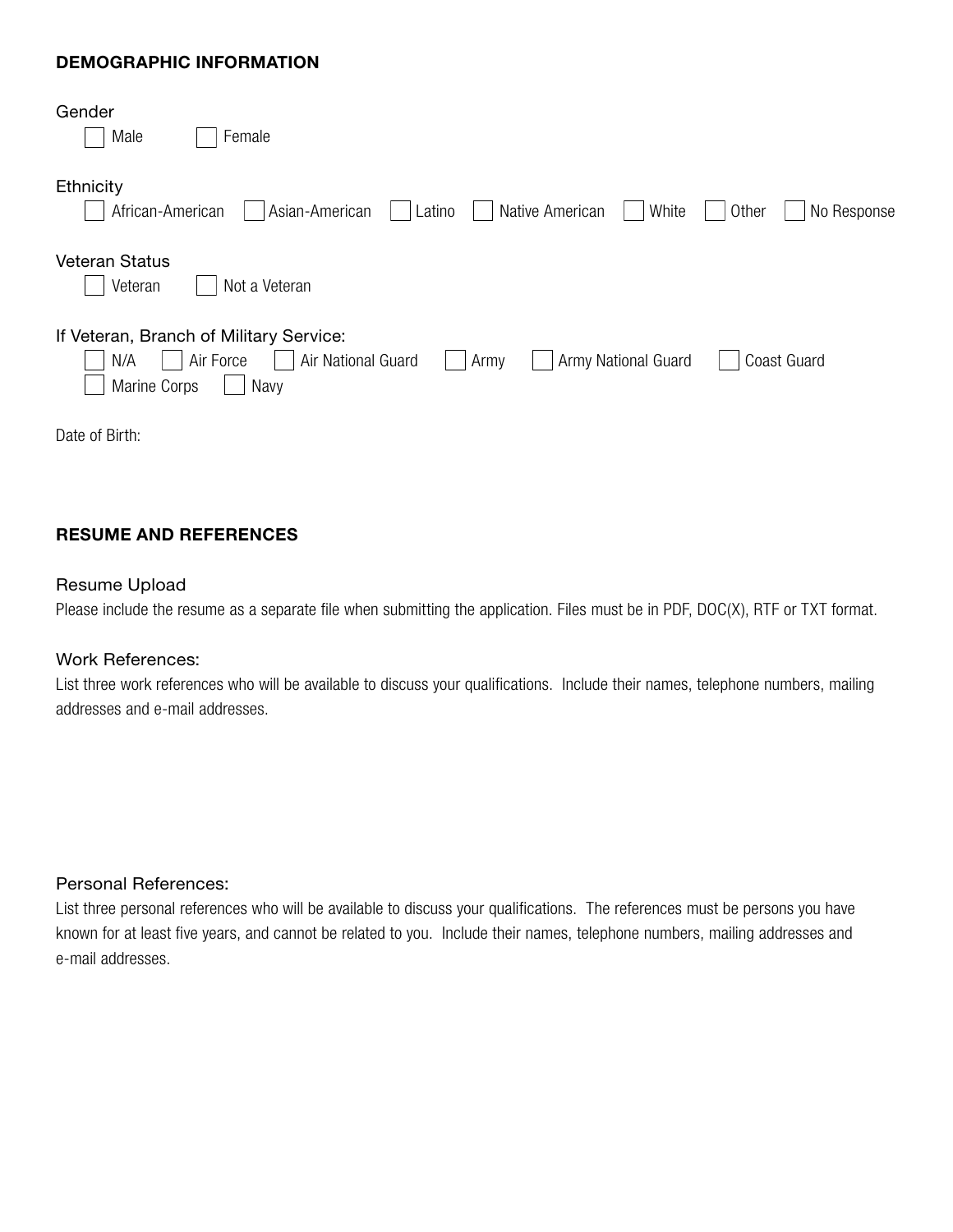## DEMOGRAPHIC INFORMATION

Gender

- [ ] Male
- [ ] Female

Ethnicity

- [ ] African-American
- [ ] Asian-American
- [ ] Latino
- [ ] Native American
- [ ] White
- [ ] Other
- [ ] No Response

Veteran Status

- [ ] Veteran
- [ ] Not a Veteran

If Veteran, Branch of Military Service:

- [ ] N/A
- [ ] Air Force
- [ ] Air National Guard
- [ ] Army
- [ ] Army National Guard
- [ ] Coast Guard
- [ ] Marine Corps
- [ ] Navy

Date of Birth:

## RESUME AND REFERENCES

### Resume Upload

Please include the resume as a separate file when submitting the application. Files must be in PDF, DOC(X), RTF or TXT format.

### Work References:

List three work references who will be available to discuss your qualifications. Include their names, telephone numbers, mailing addresses and e-mail addresses.

### Personal References:

List three personal references who will be available to discuss your qualifications. The references must be persons you have known for at least five years, and cannot be related to you. Include their names, telephone numbers, mailing addresses and e-mail addresses.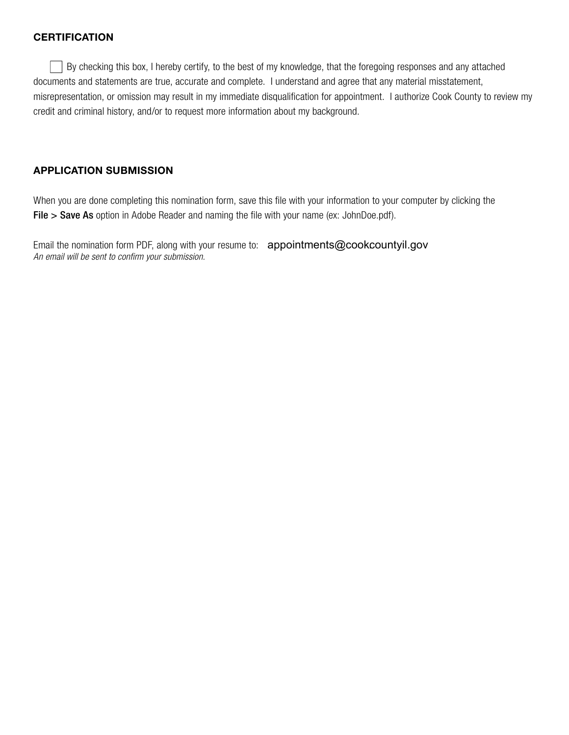## CERTIFICATION

☐ By checking this box, I hereby certify, to the best of my knowledge, that the foregoing responses and any attached documents and statements are true, accurate and complete. I understand and agree that any material misstatement, misrepresentation, or omission may result in my immediate disqualification for appointment. I authorize Cook County to review my credit and criminal history, and/or to request more information about my background.

## APPLICATION SUBMISSION

When you are done completing this nomination form, save this file with your information to your computer by clicking the **File** > **Save As** option in Adobe Reader and naming the file with your name (ex: JohnDoe.pdf).

Email the nomination form PDF, along with your resume to: appointments@cookcountyil.gov
*An email will be sent to confirm your submission.*